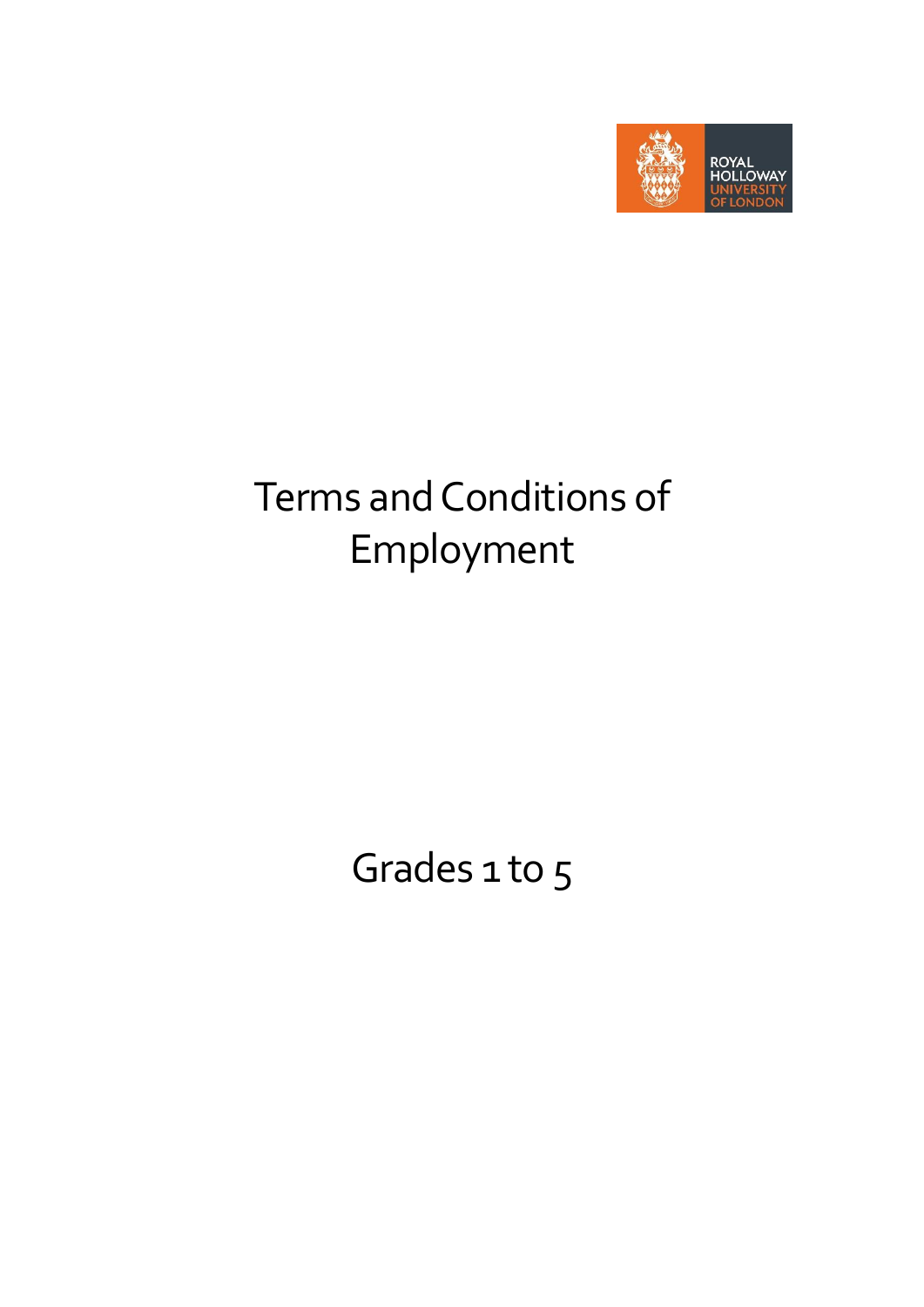ROYAL HOLLOWAY UNIVERSITY OF LONDON

# Terms and Conditions of Employment

## Grades 1 to 5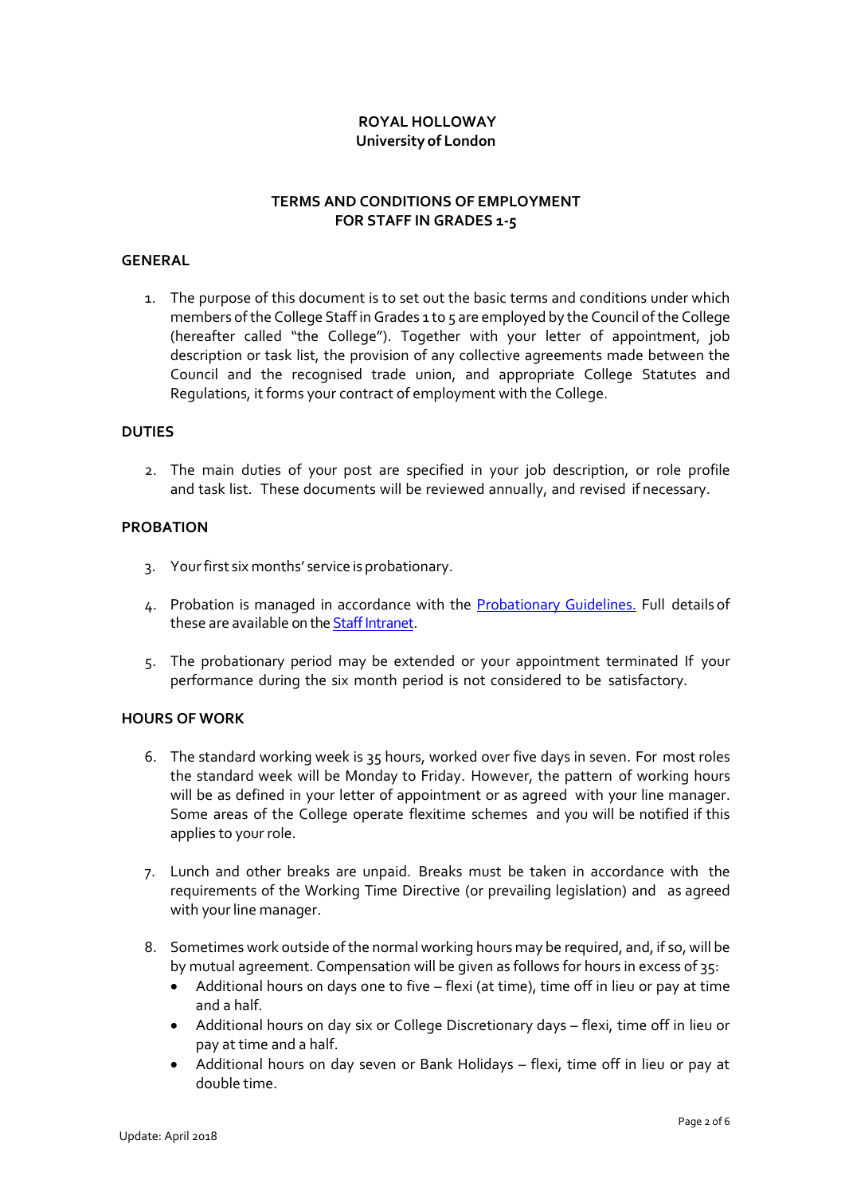**ROYAL HOLLOWAY**
**University of London**

## TERMS AND CONDITIONS OF EMPLOYMENT FOR STAFF IN GRADES 1-5

### GENERAL

1. The purpose of this document is to set out the basic terms and conditions under which members of the College Staff in Grades 1 to 5 are employed by the Council of the College (hereafter called "the College"). Together with your letter of appointment, job description or task list, the provision of any collective agreements made between the Council and the recognised trade union, and appropriate College Statutes and Regulations, it forms your contract of employment with the College.

### DUTIES

2. The main duties of your post are specified in your job description, or role profile and task list. These documents will be reviewed annually, and revised if necessary.

### PROBATION

3. Your first six months' service is probationary.
4. Probation is managed in accordance with the Probationary Guidelines. Full details of these are available on the Staff Intranet.
5. The probationary period may be extended or your appointment terminated If your performance during the six month period is not considered to be satisfactory.

### HOURS OF WORK

6. The standard working week is 35 hours, worked over five days in seven. For most roles the standard week will be Monday to Friday. However, the pattern of working hours will be as defined in your letter of appointment or as agreed with your line manager. Some areas of the College operate flexitime schemes and you will be notified if this applies to your role.
7. Lunch and other breaks are unpaid. Breaks must be taken in accordance with the requirements of the Working Time Directive (or prevailing legislation) and as agreed with your line manager.
8. Sometimes work outside of the normal working hours may be required, and, if so, will be by mutual agreement. Compensation will be given as follows for hours in excess of 35:
   - Additional hours on days one to five – flexi (at time), time off in lieu or pay at time and a half.
   - Additional hours on day six or College Discretionary days – flexi, time off in lieu or pay at time and a half.
   - Additional hours on day seven or Bank Holidays – flexi, time off in lieu or pay at double time.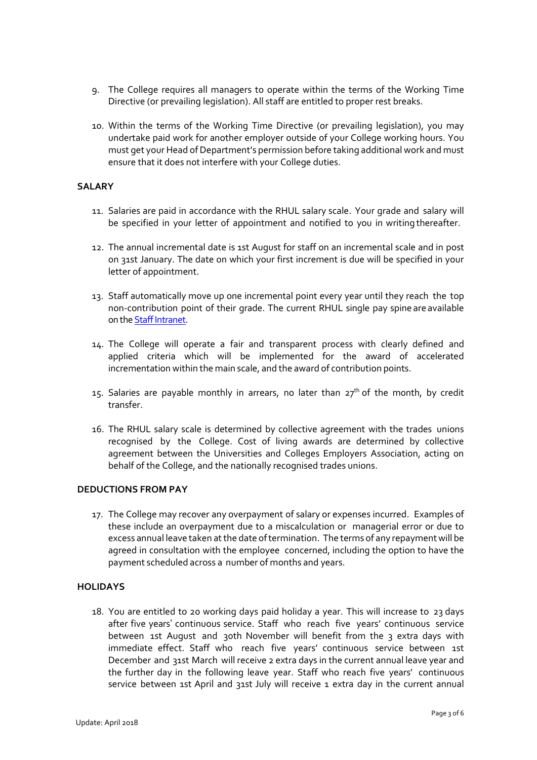9. The College requires all managers to operate within the terms of the Working Time Directive (or prevailing legislation). All staff are entitled to proper rest breaks.

10. Within the terms of the Working Time Directive (or prevailing legislation), you may undertake paid work for another employer outside of your College working hours. You must get your Head of Department's permission before taking additional work and must ensure that it does not interfere with your College duties.

**SALARY**

11. Salaries are paid in accordance with the RHUL salary scale. Your grade and salary will be specified in your letter of appointment and notified to you in writing thereafter.

12. The annual incremental date is 1st August for staff on an incremental scale and in post on 31st January. The date on which your first increment is due will be specified in your letter of appointment.

13. Staff automatically move up one incremental point every year until they reach the top non-contribution point of their grade. The current RHUL single pay spine are available on the Staff Intranet.

14. The College will operate a fair and transparent process with clearly defined and applied criteria which will be implemented for the award of accelerated incrementation within the main scale, and the award of contribution points.

15. Salaries are payable monthly in arrears, no later than 27th of the month, by credit transfer.

16. The RHUL salary scale is determined by collective agreement with the trades unions recognised by the College. Cost of living awards are determined by collective agreement between the Universities and Colleges Employers Association, acting on behalf of the College, and the nationally recognised trades unions.

**DEDUCTIONS FROM PAY**

17. The College may recover any overpayment of salary or expenses incurred. Examples of these include an overpayment due to a miscalculation or managerial error or due to excess annual leave taken at the date of termination. The terms of any repayment will be agreed in consultation with the employee concerned, including the option to have the payment scheduled across a number of months and years.

**HOLIDAYS**

18. You are entitled to 20 working days paid holiday a year. This will increase to 23 days after five years' continuous service. Staff who reach five years' continuous service between 1st August and 30th November will benefit from the 3 extra days with immediate effect. Staff who reach five years' continuous service between 1st December and 31st March will receive 2 extra days in the current annual leave year and the further day in the following leave year. Staff who reach five years' continuous service between 1st April and 31st July will receive 1 extra day in the current annual

Update: April 2018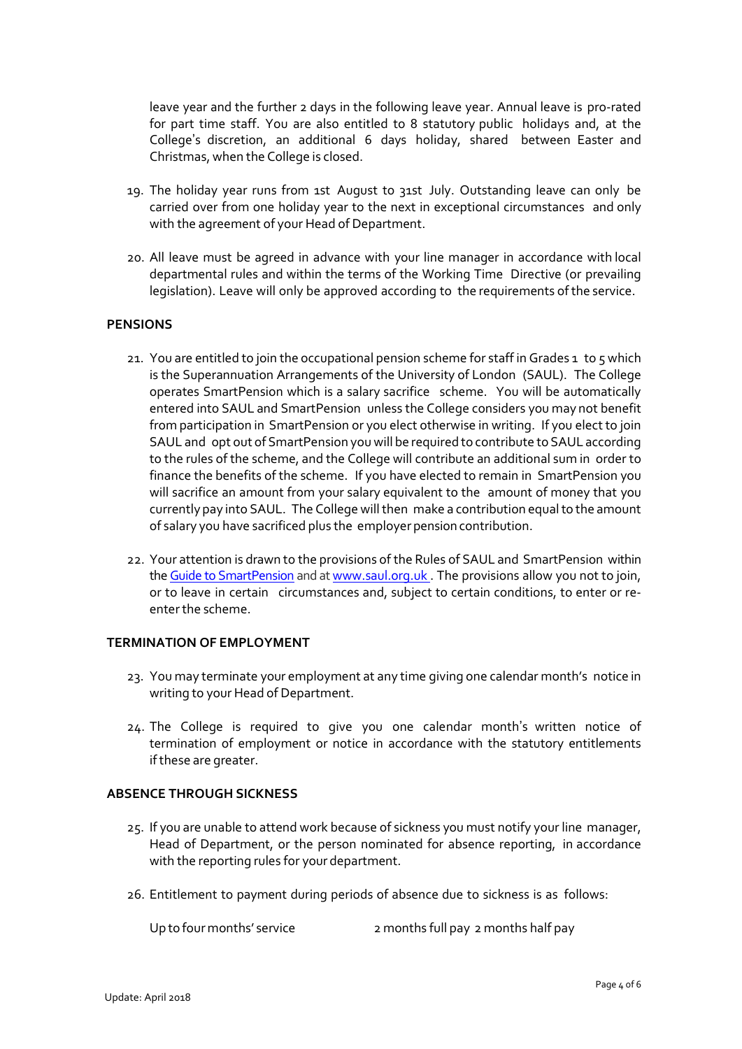leave year and the further 2 days in the following leave year. Annual leave is pro-rated for part time staff. You are also entitled to 8 statutory public holidays and, at the College's discretion, an additional 6 days holiday, shared between Easter and Christmas, when the College is closed.

19. The holiday year runs from 1st August to 31st July. Outstanding leave can only be carried over from one holiday year to the next in exceptional circumstances and only with the agreement of your Head of Department.

20. All leave must be agreed in advance with your line manager in accordance with local departmental rules and within the terms of the Working Time Directive (or prevailing legislation). Leave will only be approved according to the requirements of the service.

**PENSIONS**

21. You are entitled to join the occupational pension scheme for staff in Grades 1 to 5 which is the Superannuation Arrangements of the University of London (SAUL). The College operates SmartPension which is a salary sacrifice scheme. You will be automatically entered into SAUL and SmartPension unless the College considers you may not benefit from participation in SmartPension or you elect otherwise in writing. If you elect to join SAUL and opt out of SmartPension you will be required to contribute to SAUL according to the rules of the scheme, and the College will contribute an additional sum in order to finance the benefits of the scheme. If you have elected to remain in SmartPension you will sacrifice an amount from your salary equivalent to the amount of money that you currently pay into SAUL. The College will then make a contribution equal to the amount of salary you have sacrificed plus the employer pension contribution.

22. Your attention is drawn to the provisions of the Rules of SAUL and SmartPension within the [Guide to SmartPension]() and at [www.saul.org.uk](www.saul.org.uk). The provisions allow you not to join, or to leave in certain circumstances and, subject to certain conditions, to enter or re-enter the scheme.

**TERMINATION OF EMPLOYMENT**

23. You may terminate your employment at any time giving one calendar month's notice in writing to your Head of Department.

24. The College is required to give you one calendar month's written notice of termination of employment or notice in accordance with the statutory entitlements if these are greater.

**ABSENCE THROUGH SICKNESS**

25. If you are unable to attend work because of sickness you must notify your line manager, Head of Department, or the person nominated for absence reporting, in accordance with the reporting rules for your department.

26. Entitlement to payment during periods of absence due to sickness is as follows:

| | |
|---|---|
| Up to four months' service | 2 months full pay 2 months half pay |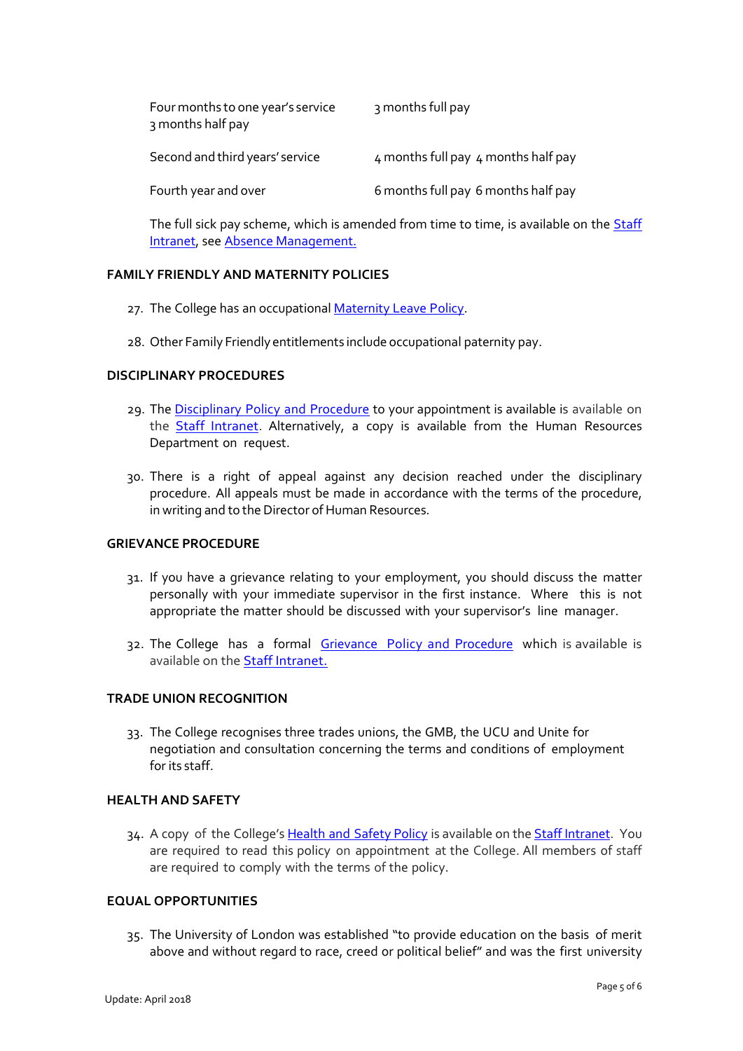| | |
|---|---|
| Four months to one year's service | 3 months full pay 3 months half pay |
| Second and third years' service | 4 months full pay 4 months half pay |
| Fourth year and over | 6 months full pay 6 months half pay |

The full sick pay scheme, which is amended from time to time, is available on the Staff Intranet, see Absence Management.

## FAMILY FRIENDLY AND MATERNITY POLICIES

27. The College has an occupational Maternity Leave Policy.

28. Other Family Friendly entitlements include occupational paternity pay.

## DISCIPLINARY PROCEDURES

29. The Disciplinary Policy and Procedure to your appointment is available is available on the Staff Intranet. Alternatively, a copy is available from the Human Resources Department on request.

30. There is a right of appeal against any decision reached under the disciplinary procedure. All appeals must be made in accordance with the terms of the procedure, in writing and to the Director of Human Resources.

## GRIEVANCE PROCEDURE

31. If you have a grievance relating to your employment, you should discuss the matter personally with your immediate supervisor in the first instance. Where this is not appropriate the matter should be discussed with your supervisor's line manager.

32. The College has a formal Grievance Policy and Procedure which is available is available on the Staff Intranet.

## TRADE UNION RECOGNITION

33. The College recognises three trades unions, the GMB, the UCU and Unite for negotiation and consultation concerning the terms and conditions of employment for its staff.

## HEALTH AND SAFETY

34. A copy of the College's Health and Safety Policy is available on the Staff Intranet. You are required to read this policy on appointment at the College. All members of staff are required to comply with the terms of the policy.

## EQUAL OPPORTUNITIES

35. The University of London was established "to provide education on the basis of merit above and without regard to race, creed or political belief" and was the first university

Update: April 2018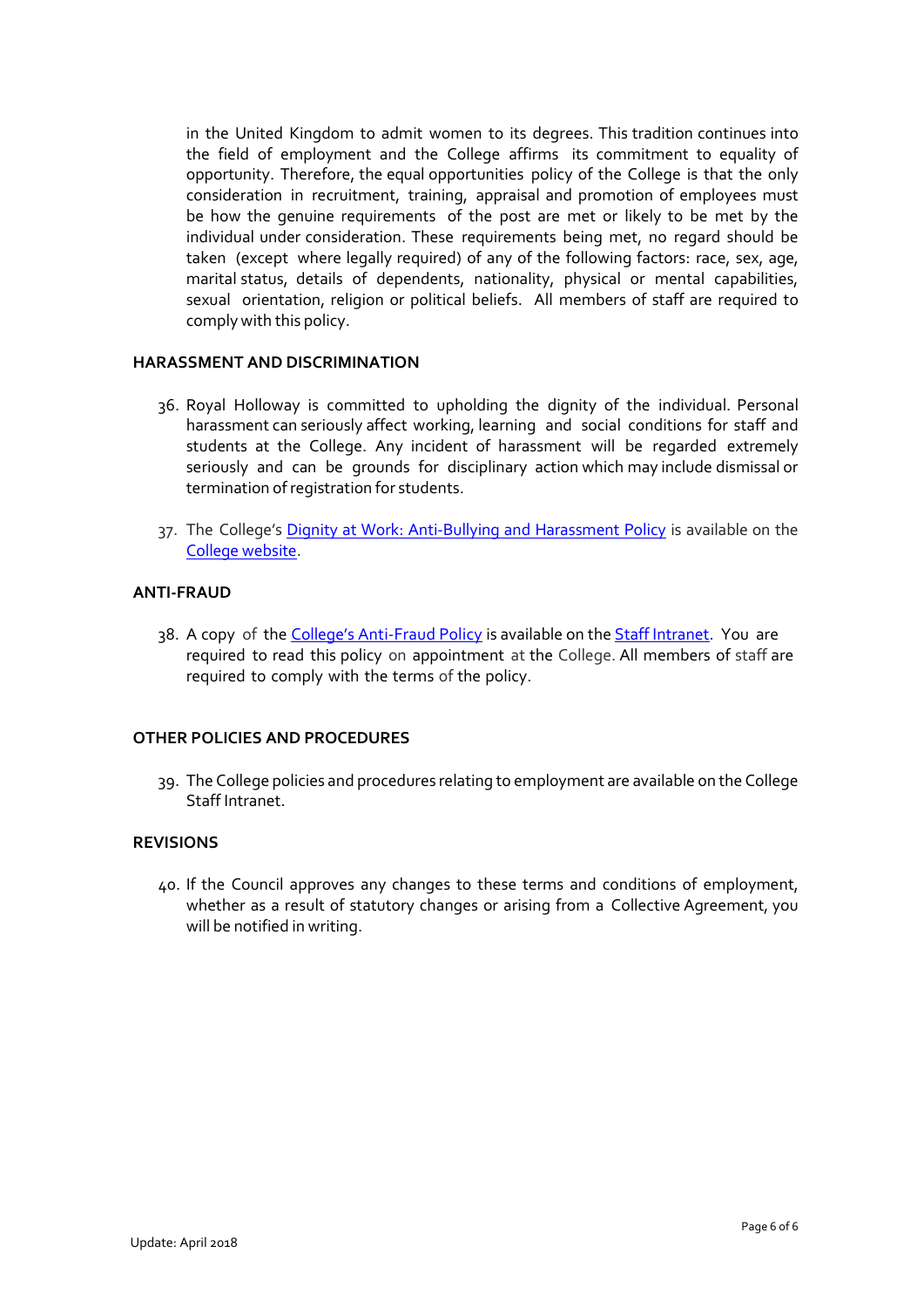in the United Kingdom to admit women to its degrees. This tradition continues into the field of employment and the College affirms its commitment to equality of opportunity. Therefore, the equal opportunities policy of the College is that the only consideration in recruitment, training, appraisal and promotion of employees must be how the genuine requirements of the post are met or likely to be met by the individual under consideration. These requirements being met, no regard should be taken (except where legally required) of any of the following factors: race, sex, age, marital status, details of dependents, nationality, physical or mental capabilities, sexual orientation, religion or political beliefs. All members of staff are required to comply with this policy.

## HARASSMENT AND DISCRIMINATION

36. Royal Holloway is committed to upholding the dignity of the individual. Personal harassment can seriously affect working, learning and social conditions for staff and students at the College. Any incident of harassment will be regarded extremely seriously and can be grounds for disciplinary action which may include dismissal or termination of registration for students.

37. The College's Dignity at Work: Anti-Bullying and Harassment Policy is available on the College website.

## ANTI-FRAUD

38. A copy of the College's Anti-Fraud Policy is available on the Staff Intranet. You are required to read this policy on appointment at the College. All members of staff are required to comply with the terms of the policy.

## OTHER POLICIES AND PROCEDURES

39. The College policies and procedures relating to employment are available on the College Staff Intranet.

## REVISIONS

40. If the Council approves any changes to these terms and conditions of employment, whether as a result of statutory changes or arising from a Collective Agreement, you will be notified in writing.

Update: April 2018